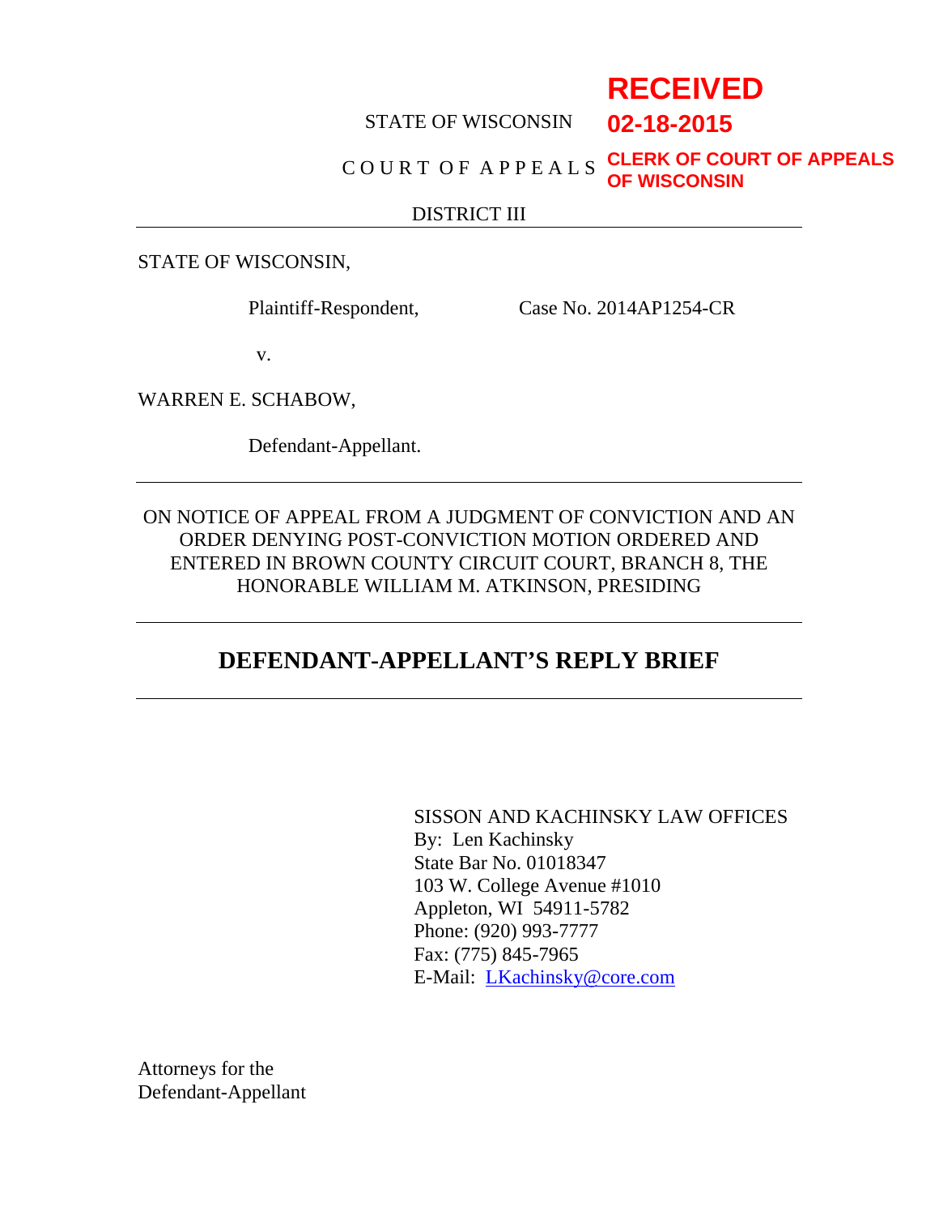**RECEIVED**
**02-18-2015**
**CLERK OF COURT OF APPEALS OF WISCONSIN**

STATE OF WISCONSIN

C O U R T O F A P P E A L S

DISTRICT III

---

STATE OF WISCONSIN,

Plaintiff-Respondent, Case No. 2014AP1254-CR

v.

WARREN E. SCHABOW,

Defendant-Appellant.

---

ON NOTICE OF APPEAL FROM A JUDGMENT OF CONVICTION AND AN ORDER DENYING POST-CONVICTION MOTION ORDERED AND ENTERED IN BROWN COUNTY CIRCUIT COURT, BRANCH 8, THE HONORABLE WILLIAM M. ATKINSON, PRESIDING

---

# DEFENDANT-APPELLANT'S REPLY BRIEF

---

SISSON AND KACHINSKY LAW OFFICES
By: Len Kachinsky
State Bar No. 01018347
103 W. College Avenue #1010
Appleton, WI 54911-5782
Phone: (920) 993-7777
Fax: (775) 845-7965
E-Mail: LKachinsky@core.com

Attorneys for the
Defendant-Appellant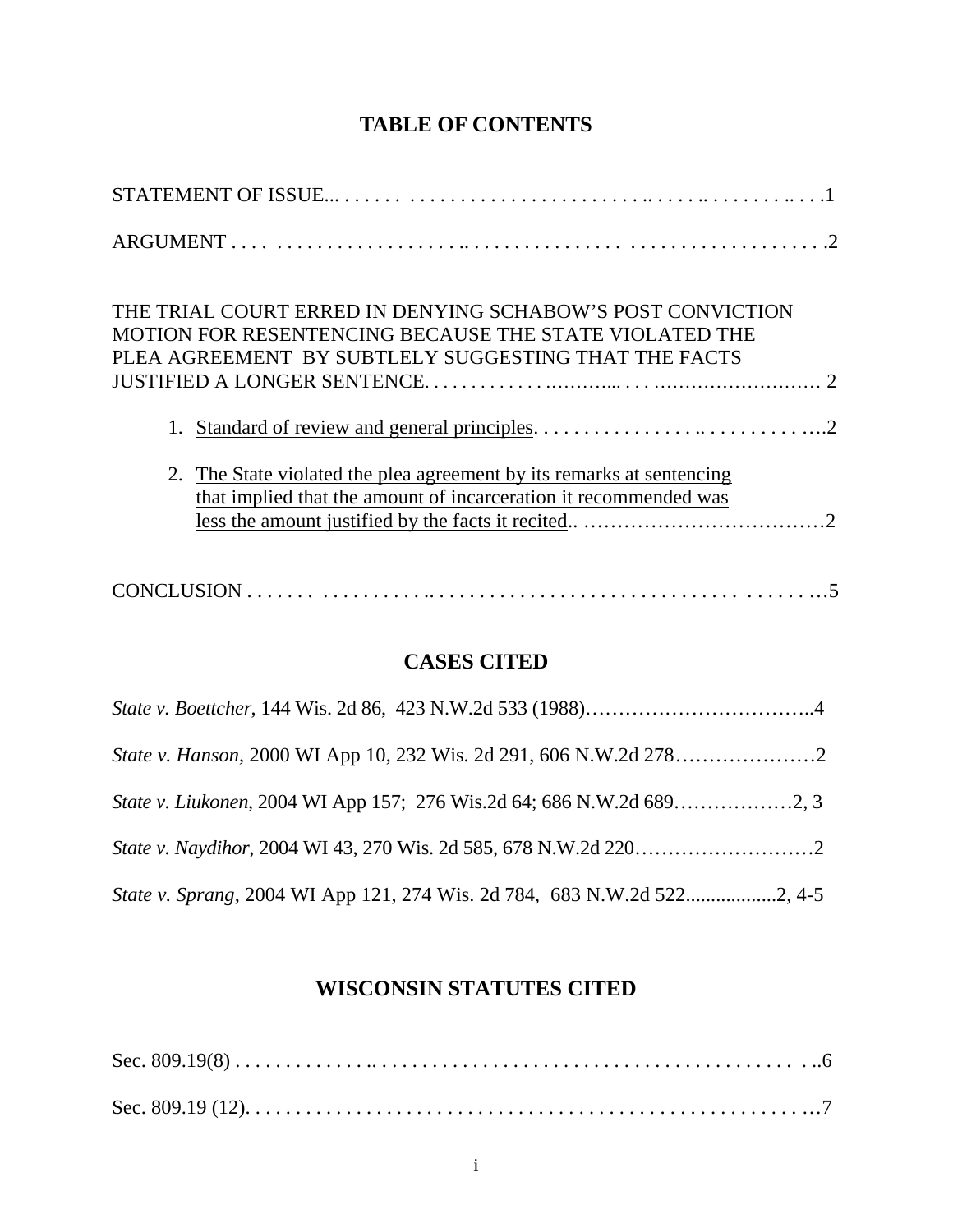# TABLE OF CONTENTS

STATEMENT OF ISSUE.... . . . . . . . . . . . . . . . . . . . . . . . . . . . . . . . . . . . . . . . . . . . . . . . .1

ARGUMENT . . . . . . . . . . . . . . . . . . . . . . . . . . . . . . . . . . . . . . . . . . . . . . . . . . . . . . . . . . . .2

THE TRIAL COURT ERRED IN DENYING SCHABOW'S POST CONVICTION MOTION FOR RESENTENCING BECAUSE THE STATE VIOLATED THE PLEA AGREEMENT BY SUBTLELY SUGGESTING THAT THE FACTS JUSTIFIED A LONGER SENTENCE. . . . . . . . . . . . . . . . . . . . . . . . . . . . . . . . . . . 2

1. Standard of review and general principles. . . . . . . . . . . . . . . . . . . . . . . . . . . . . . .2

2. The State violated the plea agreement by its remarks at sentencing that implied that the amount of incarceration it recommended was less the amount justified by the facts it recited.. ………………………………2

CONCLUSION . . . . . . . . . . . . . . . . . . . . . . . . . . . . . . . . . . . . . . . . . . . . . . . . . . . . . . . . .5

## CASES CITED

*State v. Boettcher*, 144 Wis. 2d 86, 423 N.W.2d 533 (1988)……………………………..4

*State v. Hanson*, 2000 WI App 10, 232 Wis. 2d 291, 606 N.W.2d 278…………………2

*State v. Liukonen*, 2004 WI App 157; 276 Wis.2d 64; 686 N.W.2d 689………………2, 3

*State v. Naydihor*, 2004 WI 43, 270 Wis. 2d 585, 678 N.W.2d 220………………………2

*State v. Sprang*, 2004 WI App 121, 274 Wis. 2d 784, 683 N.W.2d 522.................2, 4-5

## WISCONSIN STATUTES CITED

Sec. 809.19(8) . . . . . . . . . . . . . . . . . . . . . . . . . . . . . . . . . . . . . . . . . . . . . . . . . . . . . . . ..6

Sec. 809.19 (12). . . . . . . . . . . . . . . . . . . . . . . . . . . . . . . . . . . . . . . . . . . . . . . . . . . . . . …7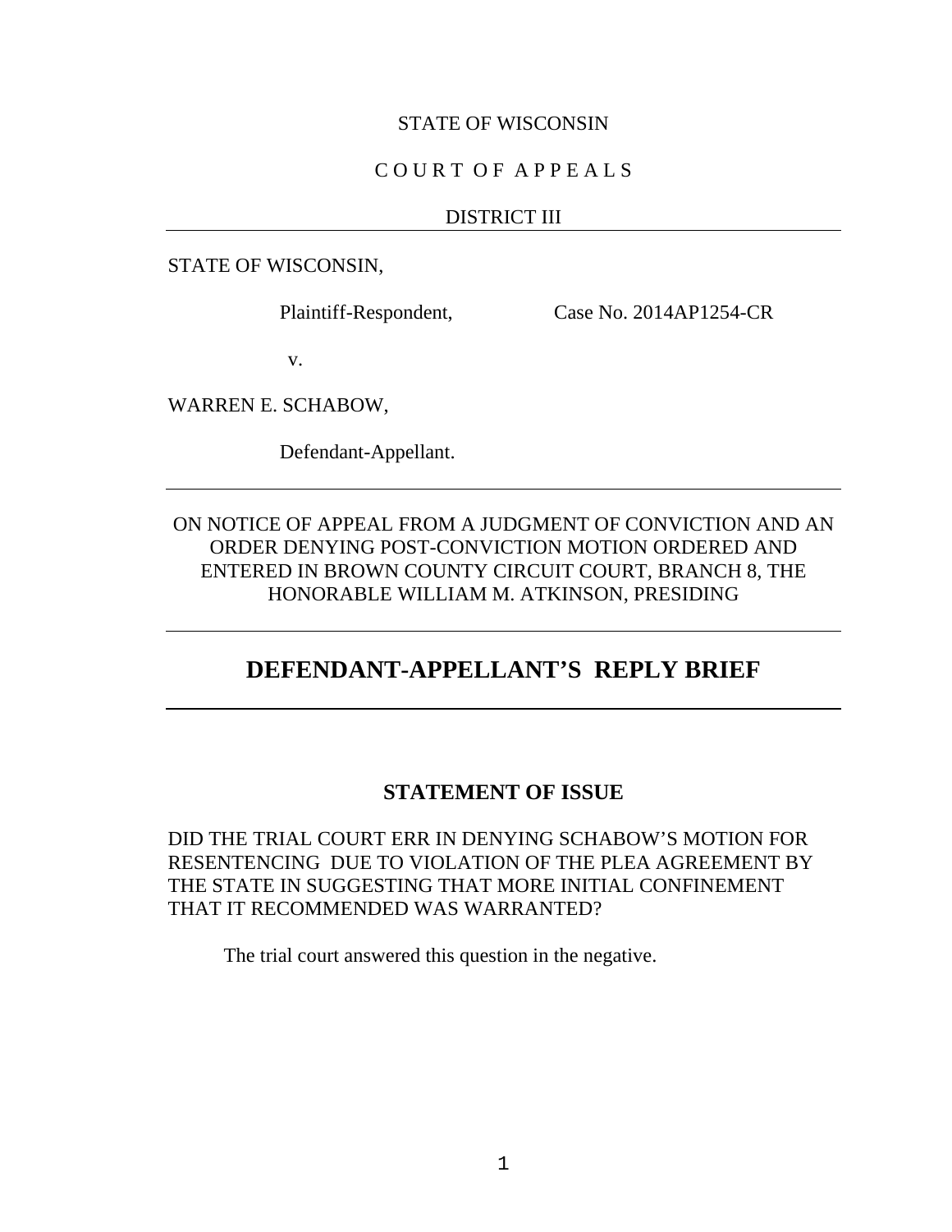STATE OF WISCONSIN

C O U R T O F A P P E A L S

DISTRICT III

---

STATE OF WISCONSIN,

Plaintiff-Respondent, Case No. 2014AP1254-CR

v.

WARREN E. SCHABOW,

Defendant-Appellant.

---

ON NOTICE OF APPEAL FROM A JUDGMENT OF CONVICTION AND AN ORDER DENYING POST-CONVICTION MOTION ORDERED AND ENTERED IN BROWN COUNTY CIRCUIT COURT, BRANCH 8, THE HONORABLE WILLIAM M. ATKINSON, PRESIDING

---

# DEFENDANT-APPELLANT'S REPLY BRIEF

---

## STATEMENT OF ISSUE

DID THE TRIAL COURT ERR IN DENYING SCHABOW'S MOTION FOR RESENTENCING DUE TO VIOLATION OF THE PLEA AGREEMENT BY THE STATE IN SUGGESTING THAT MORE INITIAL CONFINEMENT THAT IT RECOMMENDED WAS WARRANTED?

The trial court answered this question in the negative.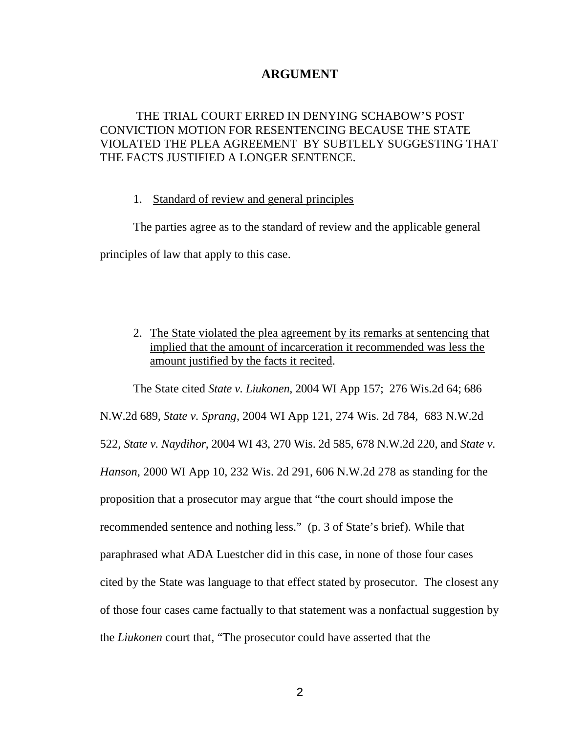# ARGUMENT

THE TRIAL COURT ERRED IN DENYING SCHABOW'S POST CONVICTION MOTION FOR RESENTENCING BECAUSE THE STATE VIOLATED THE PLEA AGREEMENT BY SUBTLELY SUGGESTING THAT THE FACTS JUSTIFIED A LONGER SENTENCE.

1. Standard of review and general principles

The parties agree as to the standard of review and the applicable general principles of law that apply to this case.

2. The State violated the plea agreement by its remarks at sentencing that implied that the amount of incarceration it recommended was less the amount justified by the facts it recited.

The State cited *State v. Liukonen*, 2004 WI App 157; 276 Wis.2d 64; 686 N.W.2d 689, *State v. Sprang*, 2004 WI App 121, 274 Wis. 2d 784, 683 N.W.2d 522, *State v. Naydihor*, 2004 WI 43, 270 Wis. 2d 585, 678 N.W.2d 220, and *State v. Hanson*, 2000 WI App 10, 232 Wis. 2d 291, 606 N.W.2d 278 as standing for the proposition that a prosecutor may argue that "the court should impose the recommended sentence and nothing less." (p. 3 of State's brief). While that paraphrased what ADA Luestcher did in this case, in none of those four cases cited by the State was language to that effect stated by prosecutor. The closest any of those four cases came factually to that statement was a nonfactual suggestion by the *Liukonen* court that, "The prosecutor could have asserted that the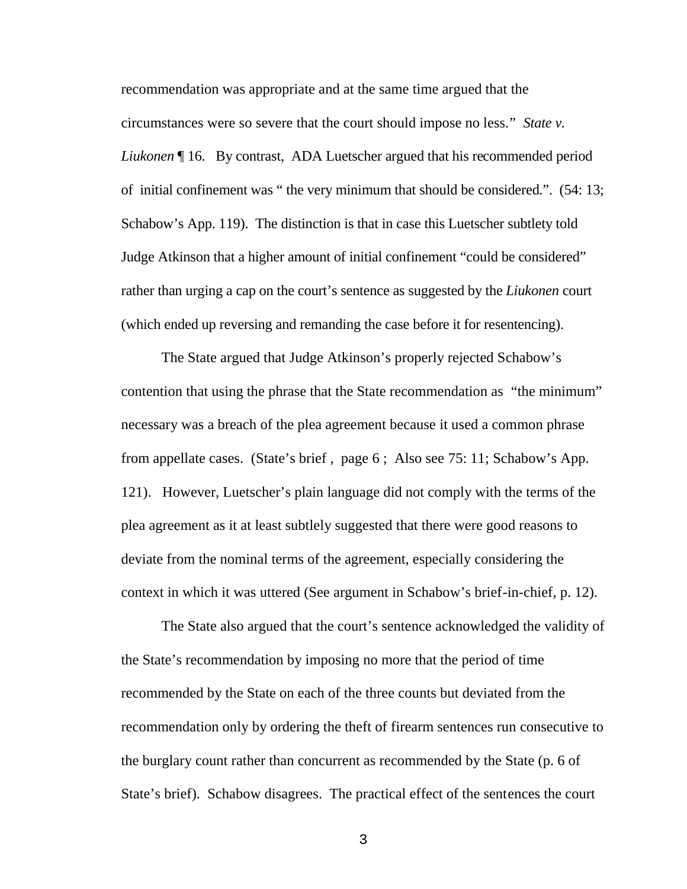recommendation was appropriate and at the same time argued that the circumstances were so severe that the court should impose no less." *State v. Liukonen* ¶ 16. By contrast, ADA Luetscher argued that his recommended period of initial confinement was " the very minimum that should be considered.". (54: 13; Schabow's App. 119). The distinction is that in case this Luetscher subtlety told Judge Atkinson that a higher amount of initial confinement "could be considered" rather than urging a cap on the court's sentence as suggested by the *Liukonen* court (which ended up reversing and remanding the case before it for resentencing).

The State argued that Judge Atkinson's properly rejected Schabow's contention that using the phrase that the State recommendation as "the minimum" necessary was a breach of the plea agreement because it used a common phrase from appellate cases. (State's brief , page 6 ; Also see 75: 11; Schabow's App. 121). However, Luetscher's plain language did not comply with the terms of the plea agreement as it at least subtlely suggested that there were good reasons to deviate from the nominal terms of the agreement, especially considering the context in which it was uttered (See argument in Schabow's brief-in-chief, p. 12).

The State also argued that the court's sentence acknowledged the validity of the State's recommendation by imposing no more that the period of time recommended by the State on each of the three counts but deviated from the recommendation only by ordering the theft of firearm sentences run consecutive to the burglary count rather than concurrent as recommended by the State (p. 6 of State's brief). Schabow disagrees. The practical effect of the sentences the court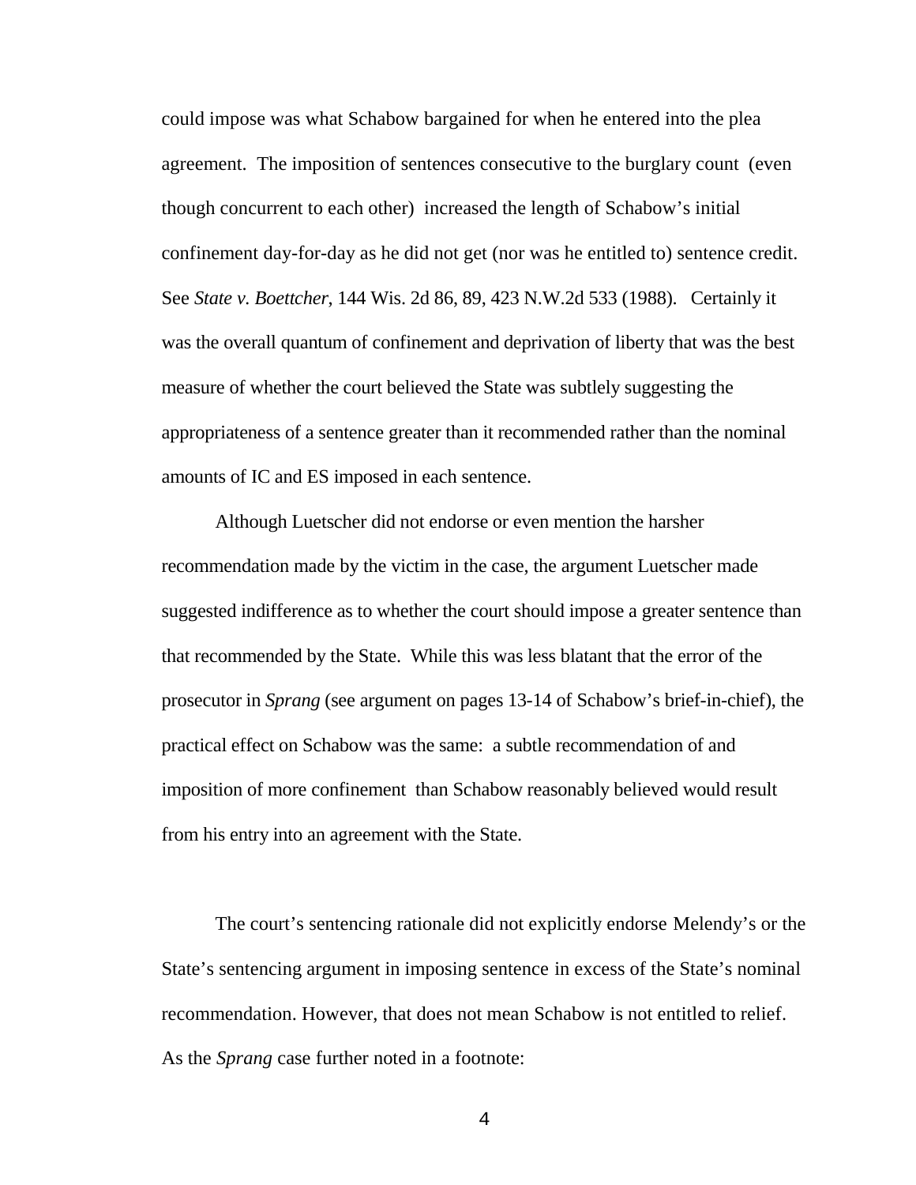could impose was what Schabow bargained for when he entered into the plea agreement. The imposition of sentences consecutive to the burglary count (even though concurrent to each other) increased the length of Schabow's initial confinement day-for-day as he did not get (nor was he entitled to) sentence credit. See *State v. Boettcher*, 144 Wis. 2d 86, 89, 423 N.W.2d 533 (1988). Certainly it was the overall quantum of confinement and deprivation of liberty that was the best measure of whether the court believed the State was subtlely suggesting the appropriateness of a sentence greater than it recommended rather than the nominal amounts of IC and ES imposed in each sentence.

Although Luetscher did not endorse or even mention the harsher recommendation made by the victim in the case, the argument Luetscher made suggested indifference as to whether the court should impose a greater sentence than that recommended by the State. While this was less blatant that the error of the prosecutor in *Sprang* (see argument on pages 13-14 of Schabow's brief-in-chief), the practical effect on Schabow was the same: a subtle recommendation of and imposition of more confinement than Schabow reasonably believed would result from his entry into an agreement with the State.

The court's sentencing rationale did not explicitly endorse Melendy's or the State's sentencing argument in imposing sentence in excess of the State's nominal recommendation. However, that does not mean Schabow is not entitled to relief. As the *Sprang* case further noted in a footnote: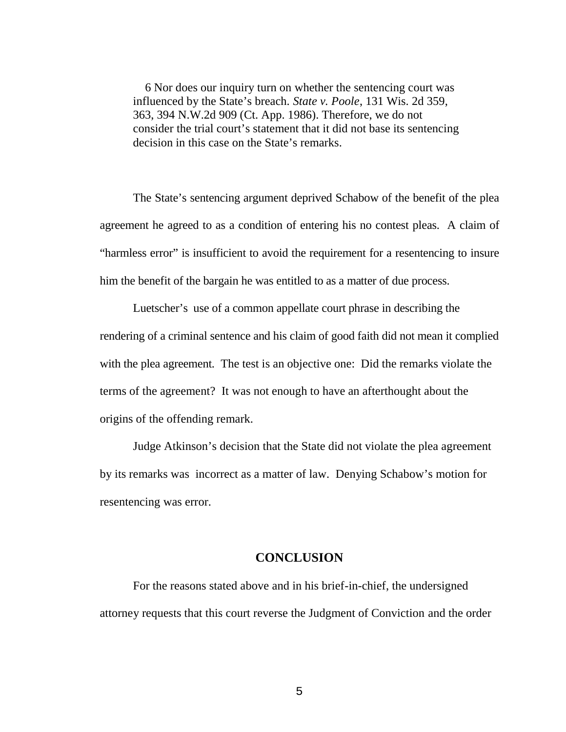6 Nor does our inquiry turn on whether the sentencing court was influenced by the State's breach. *State v. Poole*, 131 Wis. 2d 359, 363, 394 N.W.2d 909 (Ct. App. 1986). Therefore, we do not consider the trial court's statement that it did not base its sentencing decision in this case on the State's remarks.

The State's sentencing argument deprived Schabow of the benefit of the plea agreement he agreed to as a condition of entering his no contest pleas. A claim of "harmless error" is insufficient to avoid the requirement for a resentencing to insure him the benefit of the bargain he was entitled to as a matter of due process.

Luetscher's use of a common appellate court phrase in describing the rendering of a criminal sentence and his claim of good faith did not mean it complied with the plea agreement. The test is an objective one: Did the remarks violate the terms of the agreement? It was not enough to have an afterthought about the origins of the offending remark.

Judge Atkinson's decision that the State did not violate the plea agreement by its remarks was incorrect as a matter of law. Denying Schabow's motion for resentencing was error.

## CONCLUSION

For the reasons stated above and in his brief-in-chief, the undersigned attorney requests that this court reverse the Judgment of Conviction and the order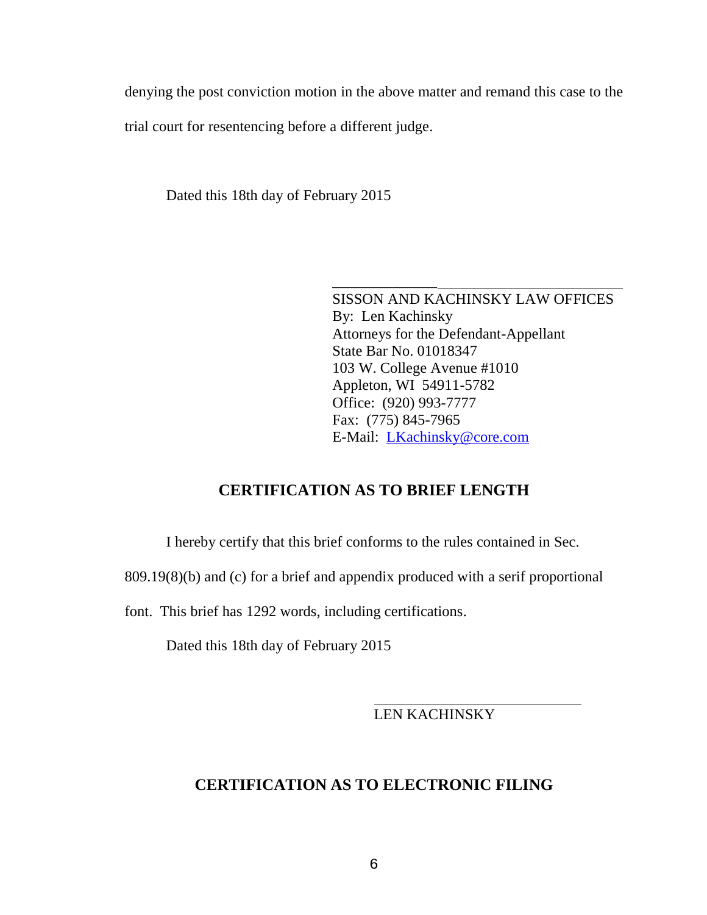denying the post conviction motion in the above matter and remand this case to the trial court for resentencing before a different judge.

Dated this 18th day of February 2015

\_\_\_\_\_\_\_\_\_\_\_\_\_\_\_\_\_\_\_\_\_\_\_\_\_\_\_\_\_\_\_\_\_\_\_\_\_\_\_\_

SISSON AND KACHINSKY LAW OFFICES
By: Len Kachinsky
Attorneys for the Defendant-Appellant
State Bar No. 01018347
103 W. College Avenue #1010
Appleton, WI 54911-5782
Office: (920) 993-7777
Fax: (775) 845-7965
E-Mail: LKachinsky@core.com

## CERTIFICATION AS TO BRIEF LENGTH

I hereby certify that this brief conforms to the rules contained in Sec. 809.19(8)(b) and (c) for a brief and appendix produced with a serif proportional font. This brief has 1292 words, including certifications.

Dated this 18th day of February 2015

\_\_\_\_\_\_\_\_\_\_\_\_\_\_\_\_\_\_\_\_\_\_\_\_\_\_\_\_\_\_\_\_

LEN KACHINSKY

## CERTIFICATION AS TO ELECTRONIC FILING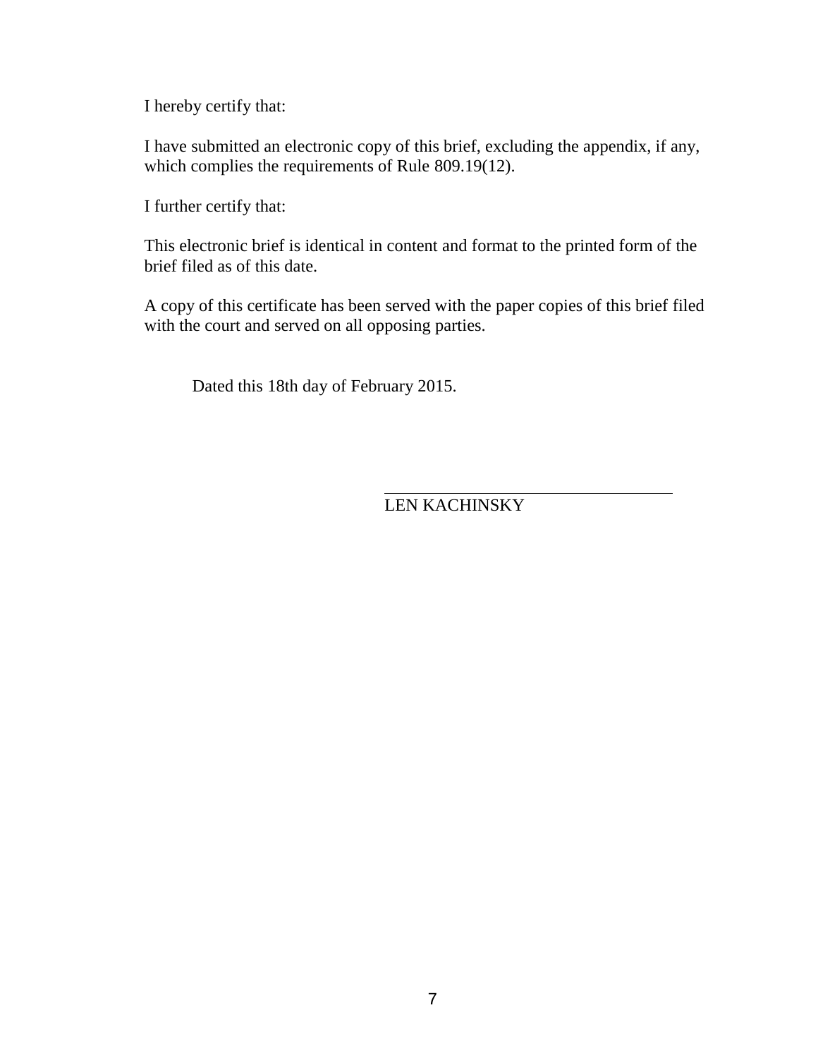I hereby certify that:

I have submitted an electronic copy of this brief, excluding the appendix, if any, which complies the requirements of Rule 809.19(12).

I further certify that:

This electronic brief is identical in content and format to the printed form of the brief filed as of this date.

A copy of this certificate has been served with the paper copies of this brief filed with the court and served on all opposing parties.

Dated this 18th day of February 2015.

LEN KACHINSKY